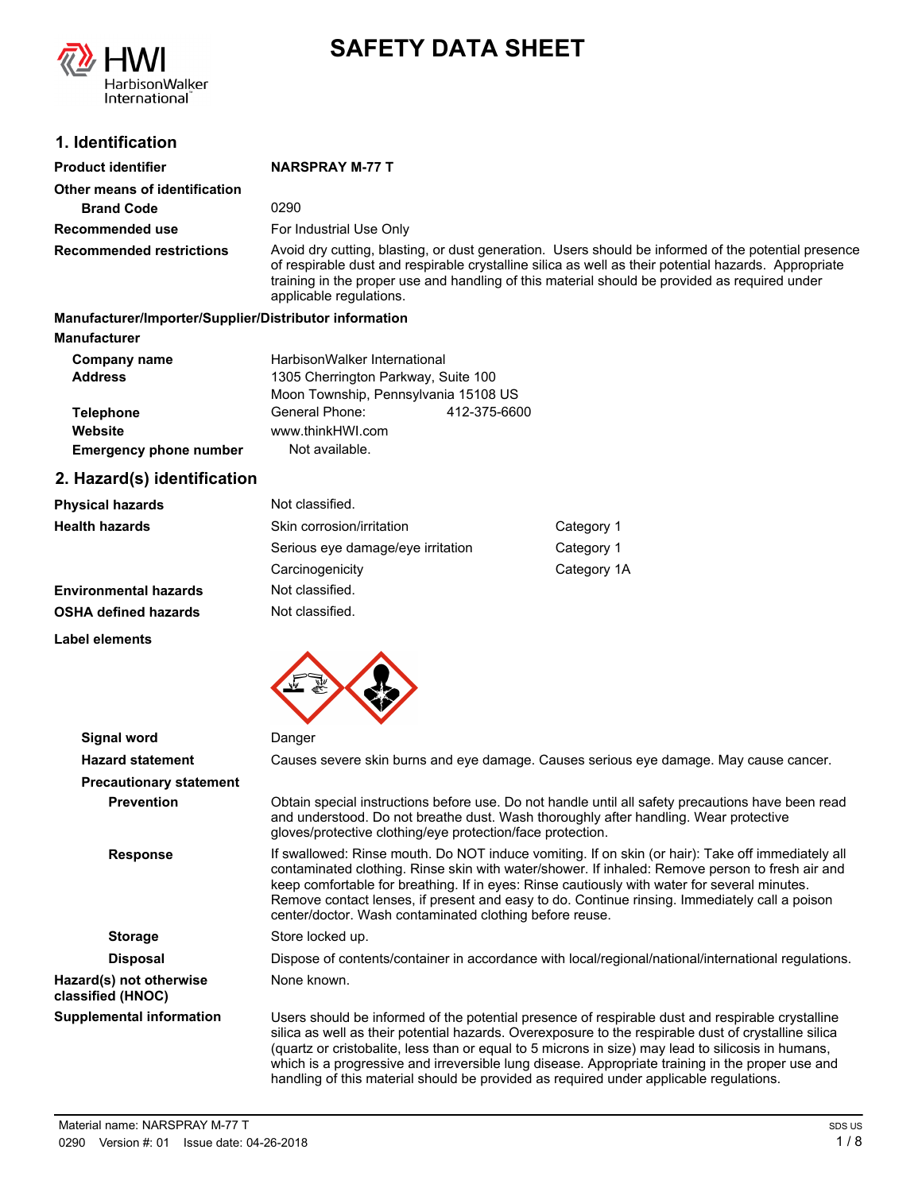# SAFETY DATA SHEET

## 1. Identification

| | |
|---|---|
| **Product identifier** | **NARSPRAY M-77 T** |
| **Other means of identification** | |
| **Brand Code** | 0290 |
| **Recommended use** | For Industrial Use Only |
| **Recommended restrictions** | Avoid dry cutting, blasting, or dust generation. Users should be informed of the potential presence of respirable dust and respirable crystalline silica as well as their potential hazards. Appropriate training in the proper use and handling of this material should be provided as required under applicable regulations. |

**Manufacturer/Importer/Supplier/Distributor information**

**Manufacturer**

| | |
|---|---|
| **Company name** | HarbisonWalker International |
| **Address** | 1305 Cherrington Parkway, Suite 100<br>Moon Township, Pennsylvania 15108 US |
| **Telephone** | General Phone: 412-375-6600 |
| **Website** | www.thinkHWI.com |
| **Emergency phone number** | Not available. |

## 2. Hazard(s) identification

| | | |
|---|---|---|
| **Physical hazards** | Not classified. | |
| **Health hazards** | Skin corrosion/irritation | Category 1 |
| | Serious eye damage/eye irritation | Category 1 |
| | Carcinogenicity | Category 1A |
| **Environmental hazards** | Not classified. | |
| **OSHA defined hazards** | Not classified. | |

**Label elements**

| | |
|---|---|
| **Signal word** | Danger |
| **Hazard statement** | Causes severe skin burns and eye damage. Causes serious eye damage. May cause cancer. |
| **Precautionary statement** | |
| **Prevention** | Obtain special instructions before use. Do not handle until all safety precautions have been read and understood. Do not breathe dust. Wash thoroughly after handling. Wear protective gloves/protective clothing/eye protection/face protection. |
| **Response** | If swallowed: Rinse mouth. Do NOT induce vomiting. If on skin (or hair): Take off immediately all contaminated clothing. Rinse skin with water/shower. If inhaled: Remove person to fresh air and keep comfortable for breathing. If in eyes: Rinse cautiously with water for several minutes. Remove contact lenses, if present and easy to do. Continue rinsing. Immediately call a poison center/doctor. Wash contaminated clothing before reuse. |
| **Storage** | Store locked up. |
| **Disposal** | Dispose of contents/container in accordance with local/regional/national/international regulations. |
| **Hazard(s) not otherwise classified (HNOC)** | None known. |
| **Supplemental information** | Users should be informed of the potential presence of respirable dust and respirable crystalline silica as well as their potential hazards. Overexposure to the respirable dust of crystalline silica (quartz or cristobalite, less than or equal to 5 microns in size) may lead to silicosis in humans, which is a progressive and irreversible lung disease. Appropriate training in the proper use and handling of this material should be provided as required under applicable regulations. |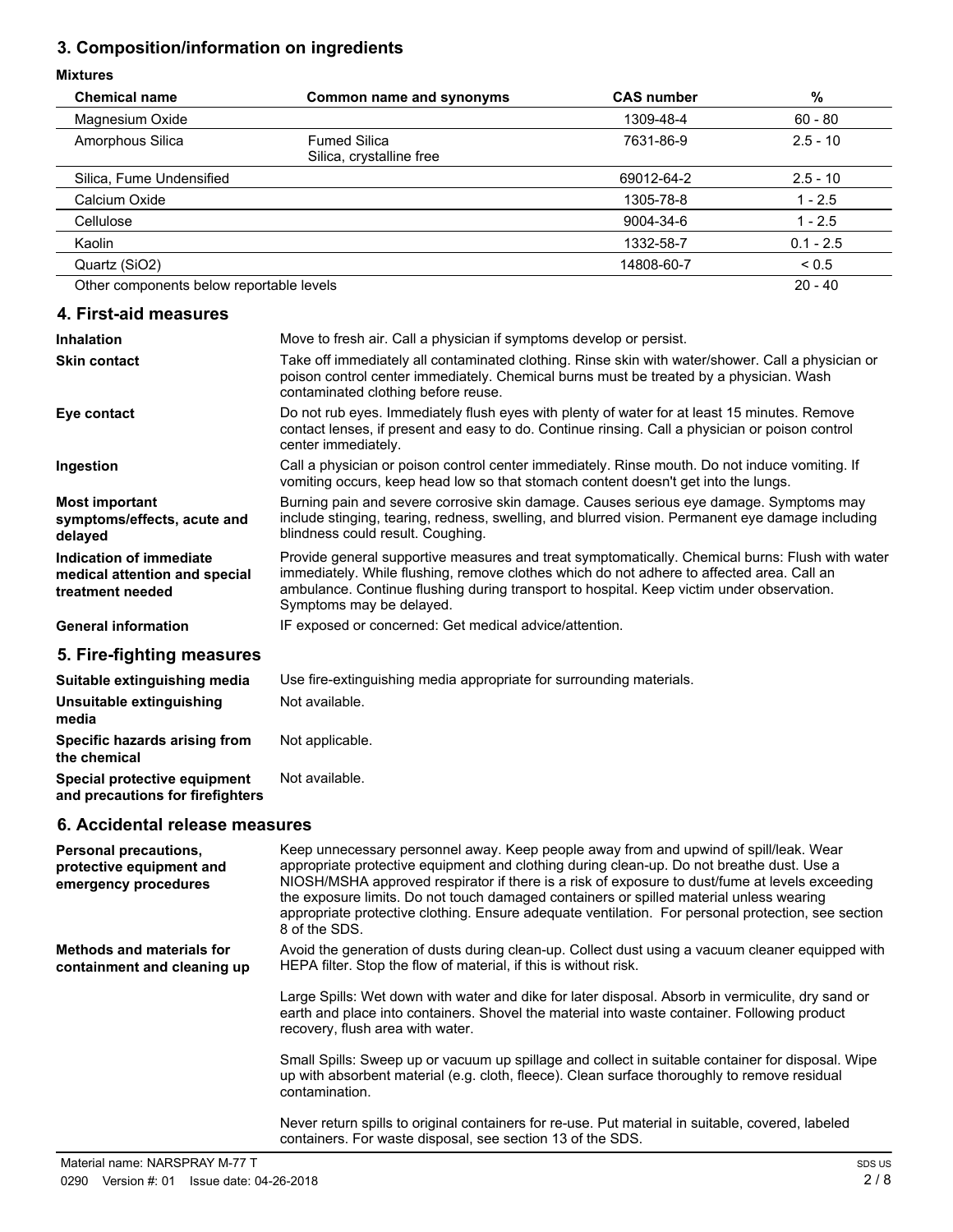## 3. Composition/information on ingredients

**Mixtures**

| Chemical name | Common name and synonyms | CAS number | % |
|---|---|---|---|
| Magnesium Oxide | | 1309-48-4 | 60 - 80 |
| Amorphous Silica | Fumed Silica<br>Silica, crystalline free | 7631-86-9 | 2.5 - 10 |
| Silica, Fume Undensified | | 69012-64-2 | 2.5 - 10 |
| Calcium Oxide | | 1305-78-8 | 1 - 2.5 |
| Cellulose | | 9004-34-6 | 1 - 2.5 |
| Kaolin | | 1332-58-7 | 0.1 - 2.5 |
| Quartz ($SiO_2$) | | 14808-60-7 | < 0.5 |
| Other components below reportable levels | | | 20 - 40 |

## 4. First-aid measures

**Inhalation**
Move to fresh air. Call a physician if symptoms develop or persist.

**Skin contact**
Take off immediately all contaminated clothing. Rinse skin with water/shower. Call a physician or poison control center immediately. Chemical burns must be treated by a physician. Wash contaminated clothing before reuse.

**Eye contact**
Do not rub eyes. Immediately flush eyes with plenty of water for at least 15 minutes. Remove contact lenses, if present and easy to do. Continue rinsing. Call a physician or poison control center immediately.

**Ingestion**
Call a physician or poison control center immediately. Rinse mouth. Do not induce vomiting. If vomiting occurs, keep head low so that stomach content doesn't get into the lungs.

**Most important symptoms/effects, acute and delayed**
Burning pain and severe corrosive skin damage. Causes serious eye damage. Symptoms may include stinging, tearing, redness, swelling, and blurred vision. Permanent eye damage including blindness could result. Coughing.

**Indication of immediate medical attention and special treatment needed**
Provide general supportive measures and treat symptomatically. Chemical burns: Flush with water immediately. While flushing, remove clothes which do not adhere to affected area. Call an ambulance. Continue flushing during transport to hospital. Keep victim under observation. Symptoms may be delayed.

**General information**
IF exposed or concerned: Get medical advice/attention.

## 5. Fire-fighting measures

**Suitable extinguishing media**
Use fire-extinguishing media appropriate for surrounding materials.

**Unsuitable extinguishing media**
Not available.

**Specific hazards arising from the chemical**
Not applicable.

**Special protective equipment and precautions for firefighters**
Not available.

## 6. Accidental release measures

**Personal precautions, protective equipment and emergency procedures**
Keep unnecessary personnel away. Keep people away from and upwind of spill/leak. Wear appropriate protective equipment and clothing during clean-up. Do not breathe dust. Use a NIOSH/MSHA approved respirator if there is a risk of exposure to dust/fume at levels exceeding the exposure limits. Do not touch damaged containers or spilled material unless wearing appropriate protective clothing. Ensure adequate ventilation. For personal protection, see section 8 of the SDS.

**Methods and materials for containment and cleaning up**
Avoid the generation of dusts during clean-up. Collect dust using a vacuum cleaner equipped with HEPA filter. Stop the flow of material, if this is without risk.

Large Spills: Wet down with water and dike for later disposal. Absorb in vermiculite, dry sand or earth and place into containers. Shovel the material into waste container. Following product recovery, flush area with water.

Small Spills: Sweep up or vacuum up spillage and collect in suitable container for disposal. Wipe up with absorbent material (e.g. cloth, fleece). Clean surface thoroughly to remove residual contamination.

Never return spills to original containers for re-use. Put material in suitable, covered, labeled containers. For waste disposal, see section 13 of the SDS.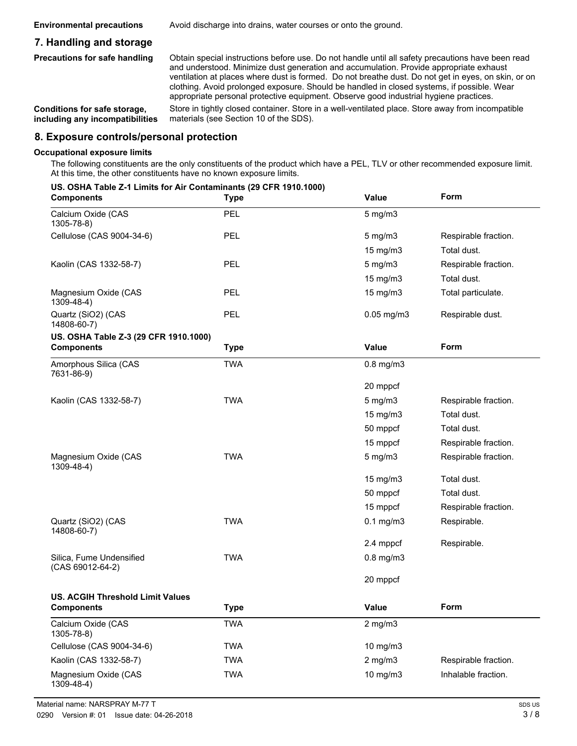| | |
|---|---|
| **Environmental precautions** | Avoid discharge into drains, water courses or onto the ground. |

## 7. Handling and storage

| | |
|---|---|
| **Precautions for safe handling** | Obtain special instructions before use. Do not handle until all safety precautions have been read and understood. Minimize dust generation and accumulation. Provide appropriate exhaust ventilation at places where dust is formed. Do not breathe dust. Do not get in eyes, on skin, or on clothing. Avoid prolonged exposure. Should be handled in closed systems, if possible. Wear appropriate personal protective equipment. Observe good industrial hygiene practices. |
| **Conditions for safe storage, including any incompatibilities** | Store in tightly closed container. Store in a well-ventilated place. Store away from incompatible materials (see Section 10 of the SDS). |

## 8. Exposure controls/personal protection

**Occupational exposure limits**

The following constituents are the only constituents of the product which have a PEL, TLV or other recommended exposure limit. At this time, the other constituents have no known exposure limits.

**US. OSHA Table Z-1 Limits for Air Contaminants (29 CFR 1910.1000)**

| Components | Type | Value | Form |
|---|---|---|---|
| Calcium Oxide (CAS 1305-78-8) | PEL | 5 mg/m3 | |
| Cellulose (CAS 9004-34-6) | PEL | 5 mg/m3 | Respirable fraction. |
| | | 15 mg/m3 | Total dust. |
| Kaolin (CAS 1332-58-7) | PEL | 5 mg/m3 | Respirable fraction. |
| | | 15 mg/m3 | Total dust. |
| Magnesium Oxide (CAS 1309-48-4) | PEL | 15 mg/m3 | Total particulate. |
| Quartz (SiO2) (CAS 14808-60-7) | PEL | 0.05 mg/m3 | Respirable dust. |

**US. OSHA Table Z-3 (29 CFR 1910.1000)**

| Components | Type | Value | Form |
|---|---|---|---|
| Amorphous Silica (CAS 7631-86-9) | TWA | 0.8 mg/m3 | |
| | | 20 mppcf | |
| Kaolin (CAS 1332-58-7) | TWA | 5 mg/m3 | Respirable fraction. |
| | | 15 mg/m3 | Total dust. |
| | | 50 mppcf | Total dust. |
| | | 15 mppcf | Respirable fraction. |
| Magnesium Oxide (CAS 1309-48-4) | TWA | 5 mg/m3 | Respirable fraction. |
| | | 15 mg/m3 | Total dust. |
| | | 50 mppcf | Total dust. |
| | | 15 mppcf | Respirable fraction. |
| Quartz (SiO2) (CAS 14808-60-7) | TWA | 0.1 mg/m3 | Respirable. |
| | | 2.4 mppcf | Respirable. |
| Silica, Fume Undensified (CAS 69012-64-2) | TWA | 0.8 mg/m3 | |
| | | 20 mppcf | |

**US. ACGIH Threshold Limit Values**

| Components | Type | Value | Form |
|---|---|---|---|
| Calcium Oxide (CAS 1305-78-8) | TWA | 2 mg/m3 | |
| Cellulose (CAS 9004-34-6) | TWA | 10 mg/m3 | |
| Kaolin (CAS 1332-58-7) | TWA | 2 mg/m3 | Respirable fraction. |
| Magnesium Oxide (CAS 1309-48-4) | TWA | 10 mg/m3 | Inhalable fraction. |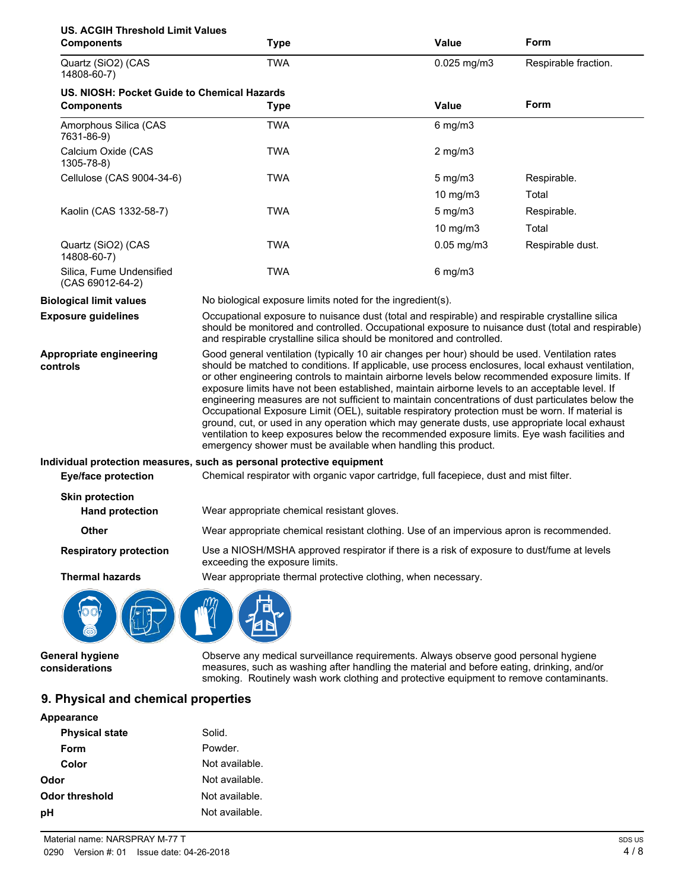**US. ACGIH Threshold Limit Values**

| Components | Type | Value | Form |
|---|---|---|---|
| Quartz ($SiO_2$) (CAS 14808-60-7) | TWA | 0.025 mg/m3 | Respirable fraction. |

**US. NIOSH: Pocket Guide to Chemical Hazards**

| Components | Type | Value | Form |
|---|---|---|---|
| Amorphous Silica (CAS 7631-86-9) | TWA | 6 mg/m3 | |
| Calcium Oxide (CAS 1305-78-8) | TWA | 2 mg/m3 | |
| Cellulose (CAS 9004-34-6) | TWA | 5 mg/m3 | Respirable. |
| | | 10 mg/m3 | Total |
| Kaolin (CAS 1332-58-7) | TWA | 5 mg/m3 | Respirable. |
| | | 10 mg/m3 | Total |
| Quartz ($SiO_2$) (CAS 14808-60-7) | TWA | 0.05 mg/m3 | Respirable dust. |
| Silica, Fume Undensified (CAS 69012-64-2) | TWA | 6 mg/m3 | |

**Biological limit values** No biological exposure limits noted for the ingredient(s).

**Exposure guidelines** Occupational exposure to nuisance dust (total and respirable) and respirable crystalline silica should be monitored and controlled. Occupational exposure to nuisance dust (total and respirable) and respirable crystalline silica should be monitored and controlled.

**Appropriate engineering controls** Good general ventilation (typically 10 air changes per hour) should be used. Ventilation rates should be matched to conditions. If applicable, use process enclosures, local exhaust ventilation, or other engineering controls to maintain airborne levels below recommended exposure limits. If exposure limits have not been established, maintain airborne levels to an acceptable level. If engineering measures are not sufficient to maintain concentrations of dust particulates below the Occupational Exposure Limit (OEL), suitable respiratory protection must be worn. If material is ground, cut, or used in any operation which may generate dusts, use appropriate local exhaust ventilation to keep exposures below the recommended exposure limits. Eye wash facilities and emergency shower must be available when handling this product.

**Individual protection measures, such as personal protective equipment**

**Eye/face protection** Chemical respirator with organic vapor cartridge, full facepiece, dust and mist filter.

**Skin protection**

**Hand protection** Wear appropriate chemical resistant gloves.

**Other** Wear appropriate chemical resistant clothing. Use of an impervious apron is recommended.

**Respiratory protection** Use a NIOSH/MSHA approved respirator if there is a risk of exposure to dust/fume at levels exceeding the exposure limits.

**Thermal hazards** Wear appropriate thermal protective clothing, when necessary.

**General hygiene considerations** Observe any medical surveillance requirements. Always observe good personal hygiene measures, such as washing after handling the material and before eating, drinking, and/or smoking. Routinely wash work clothing and protective equipment to remove contaminants.

## 9. Physical and chemical properties

**Appearance**

**Physical state** Solid.

**Form** Powder.

**Color** Not available.

**Odor** Not available.

**Odor threshold** Not available.

**pH** Not available.

Material name: NARSPRAY M-77 T

0290 Version #: 01 Issue date: 04-26-2018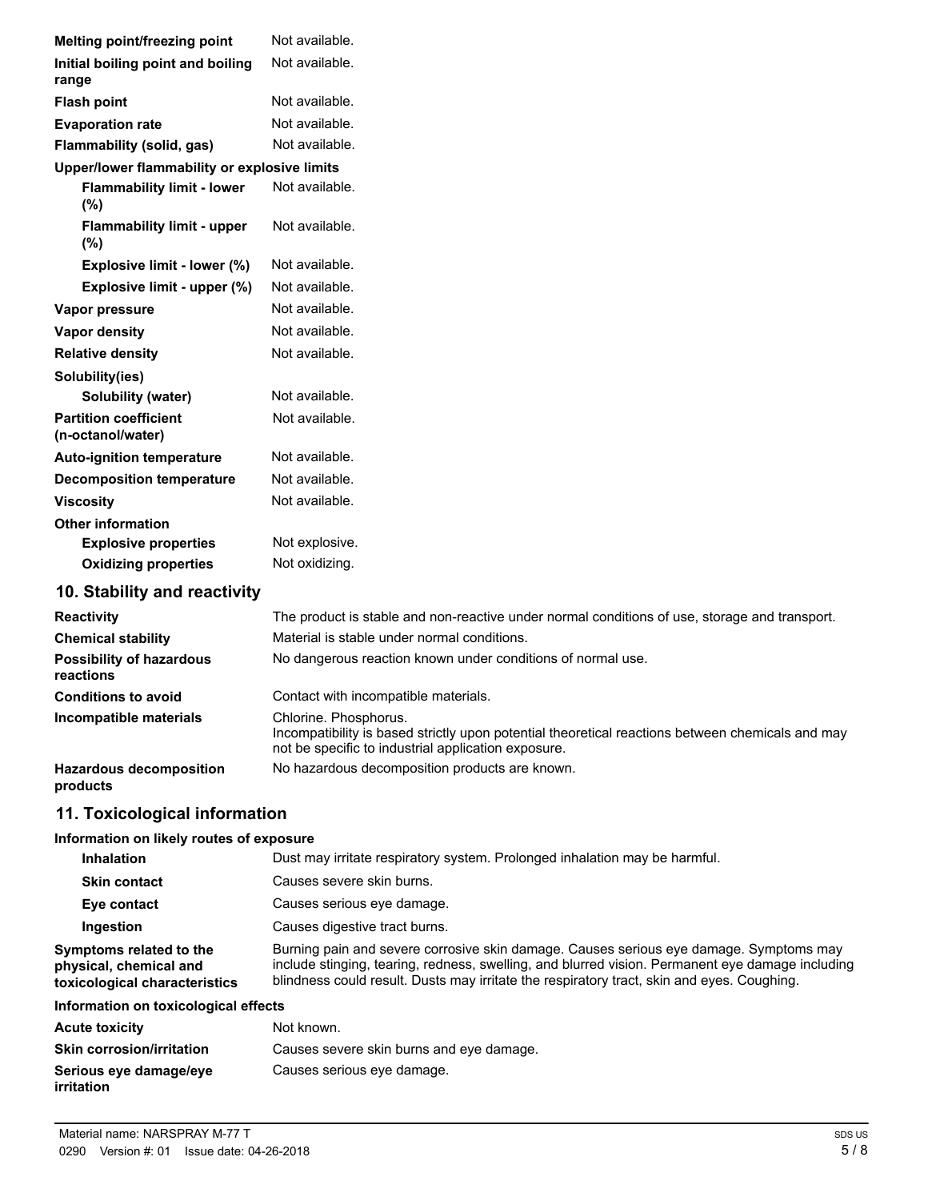| | |
|---|---|
| **Melting point/freezing point** | Not available. |
| **Initial boiling point and boiling range** | Not available. |
| **Flash point** | Not available. |
| **Evaporation rate** | Not available. |
| **Flammability (solid, gas)** | Not available. |
| **Upper/lower flammability or explosive limits** | |
| **Flammability limit - lower (%)** | Not available. |
| **Flammability limit - upper (%)** | Not available. |
| **Explosive limit - lower (%)** | Not available. |
| **Explosive limit - upper (%)** | Not available. |
| **Vapor pressure** | Not available. |
| **Vapor density** | Not available. |
| **Relative density** | Not available. |
| **Solubility(ies)** | |
| **Solubility (water)** | Not available. |
| **Partition coefficient (n-octanol/water)** | Not available. |
| **Auto-ignition temperature** | Not available. |
| **Decomposition temperature** | Not available. |
| **Viscosity** | Not available. |
| **Other information** | |
| **Explosive properties** | Not explosive. |
| **Oxidizing properties** | Not oxidizing. |

## 10. Stability and reactivity

| | |
|---|---|
| **Reactivity** | The product is stable and non-reactive under normal conditions of use, storage and transport. |
| **Chemical stability** | Material is stable under normal conditions. |
| **Possibility of hazardous reactions** | No dangerous reaction known under conditions of normal use. |
| **Conditions to avoid** | Contact with incompatible materials. |
| **Incompatible materials** | Chlorine. Phosphorus. Incompatibility is based strictly upon potential theoretical reactions between chemicals and may not be specific to industrial application exposure. |
| **Hazardous decomposition products** | No hazardous decomposition products are known. |

## 11. Toxicological information

**Information on likely routes of exposure**

| | |
|---|---|
| **Inhalation** | Dust may irritate respiratory system. Prolonged inhalation may be harmful. |
| **Skin contact** | Causes severe skin burns. |
| **Eye contact** | Causes serious eye damage. |
| **Ingestion** | Causes digestive tract burns. |
| **Symptoms related to the physical, chemical and toxicological characteristics** | Burning pain and severe corrosive skin damage. Causes serious eye damage. Symptoms may include stinging, tearing, redness, swelling, and blurred vision. Permanent eye damage including blindness could result. Dusts may irritate the respiratory tract, skin and eyes. Coughing. |

**Information on toxicological effects**

| | |
|---|---|
| **Acute toxicity** | Not known. |
| **Skin corrosion/irritation** | Causes severe skin burns and eye damage. |
| **Serious eye damage/eye irritation** | Causes serious eye damage. |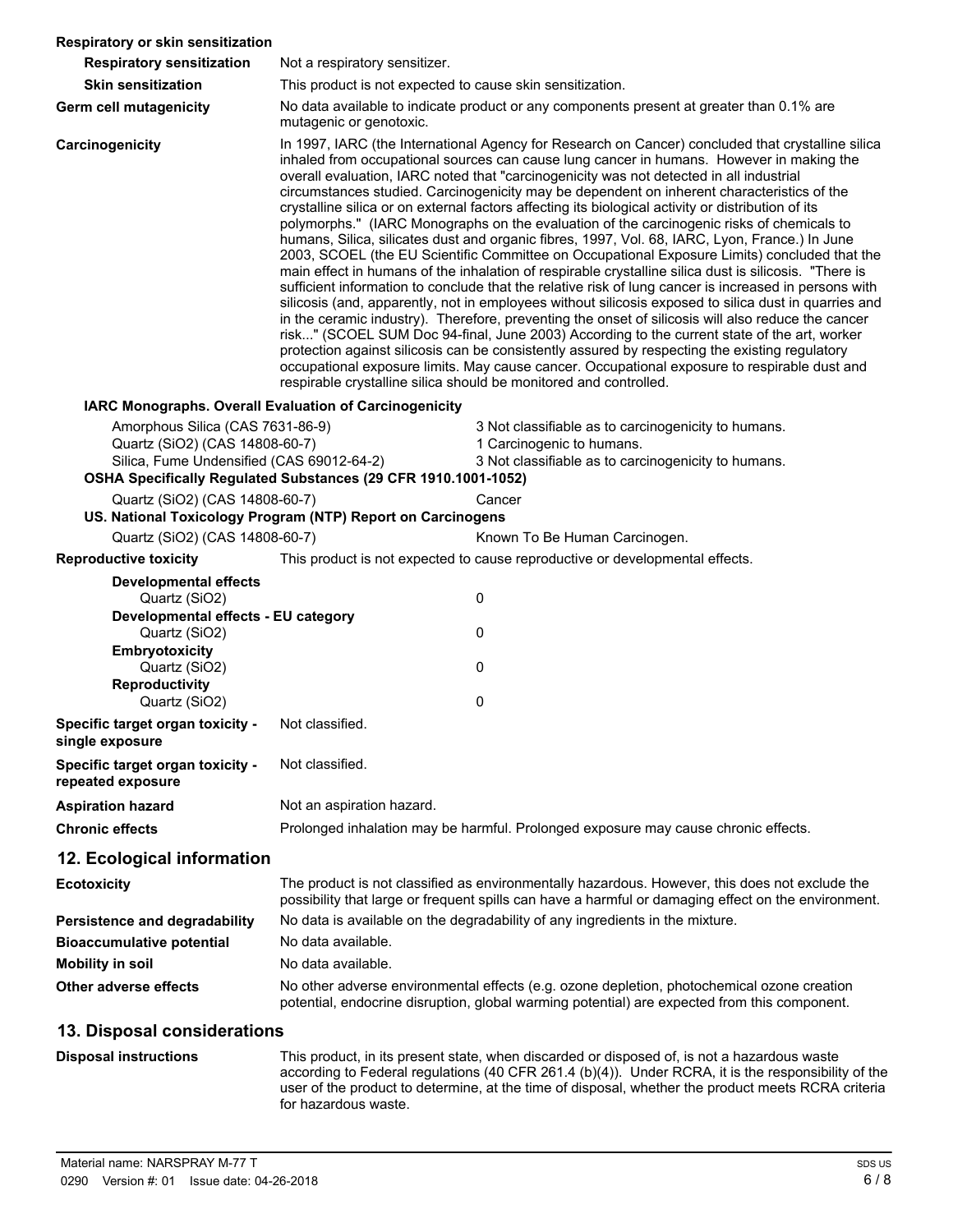**Respiratory or skin sensitization**

| | |
|---|---|
| **Respiratory sensitization** | Not a respiratory sensitizer. |
| **Skin sensitization** | This product is not expected to cause skin sensitization. |
| **Germ cell mutagenicity** | No data available to indicate product or any components present at greater than 0.1% are mutagenic or genotoxic. |
| **Carcinogenicity** | In 1997, IARC (the International Agency for Research on Cancer) concluded that crystalline silica inhaled from occupational sources can cause lung cancer in humans. However in making the overall evaluation, IARC noted that "carcinogenicity was not detected in all industrial circumstances studied. Carcinogenicity may be dependent on inherent characteristics of the crystalline silica or on external factors affecting its biological activity or distribution of its polymorphs." (IARC Monographs on the evaluation of the carcinogenic risks of chemicals to humans, Silica, silicates dust and organic fibres, 1997, Vol. 68, IARC, Lyon, France.) In June 2003, SCOEL (the EU Scientific Committee on Occupational Exposure Limits) concluded that the main effect in humans of the inhalation of respirable crystalline silica dust is silicosis. "There is sufficient information to conclude that the relative risk of lung cancer is increased in persons with silicosis (and, apparently, not in employees without silicosis exposed to silica dust in quarries and in the ceramic industry). Therefore, preventing the onset of silicosis will also reduce the cancer risk..." (SCOEL SUM Doc 94-final, June 2003) According to the current state of the art, worker protection against silicosis can be consistently assured by respecting the existing regulatory occupational exposure limits. May cause cancer. Occupational exposure to respirable dust and respirable crystalline silica should be monitored and controlled. |

**IARC Monographs. Overall Evaluation of Carcinogenicity**

| | |
|---|---|
| Amorphous Silica (CAS 7631-86-9) | 3 Not classifiable as to carcinogenicity to humans. |
| Quartz (SiO2) (CAS 14808-60-7) | 1 Carcinogenic to humans. |
| Silica, Fume Undensified (CAS 69012-64-2) | 3 Not classifiable as to carcinogenicity to humans. |

**OSHA Specifically Regulated Substances (29 CFR 1910.1001-1052)**

| | |
|---|---|
| Quartz (SiO2) (CAS 14808-60-7) | Cancer |

**US. National Toxicology Program (NTP) Report on Carcinogens**

| | |
|---|---|
| Quartz (SiO2) (CAS 14808-60-7) | Known To Be Human Carcinogen. |

| | |
|---|---|
| **Reproductive toxicity** | This product is not expected to cause reproductive or developmental effects. |

| | |
|---|---|
| **Developmental effects** | |
| Quartz (SiO2) | 0 |
| **Developmental effects - EU category** | |
| Quartz (SiO2) | 0 |
| **Embryotoxicity** | |
| Quartz (SiO2) | 0 |
| **Reproductivity** | |
| Quartz (SiO2) | 0 |

| | |
|---|---|
| **Specific target organ toxicity - single exposure** | Not classified. |
| **Specific target organ toxicity - repeated exposure** | Not classified. |
| **Aspiration hazard** | Not an aspiration hazard. |
| **Chronic effects** | Prolonged inhalation may be harmful. Prolonged exposure may cause chronic effects. |

## 12. Ecological information

| | |
|---|---|
| **Ecotoxicity** | The product is not classified as environmentally hazardous. However, this does not exclude the possibility that large or frequent spills can have a harmful or damaging effect on the environment. |
| **Persistence and degradability** | No data is available on the degradability of any ingredients in the mixture. |
| **Bioaccumulative potential** | No data available. |
| **Mobility in soil** | No data available. |
| **Other adverse effects** | No other adverse environmental effects (e.g. ozone depletion, photochemical ozone creation potential, endocrine disruption, global warming potential) are expected from this component. |

## 13. Disposal considerations

| | |
|---|---|
| **Disposal instructions** | This product, in its present state, when discarded or disposed of, is not a hazardous waste according to Federal regulations (40 CFR 261.4 (b)(4)). Under RCRA, it is the responsibility of the user of the product to determine, at the time of disposal, whether the product meets RCRA criteria for hazardous waste. |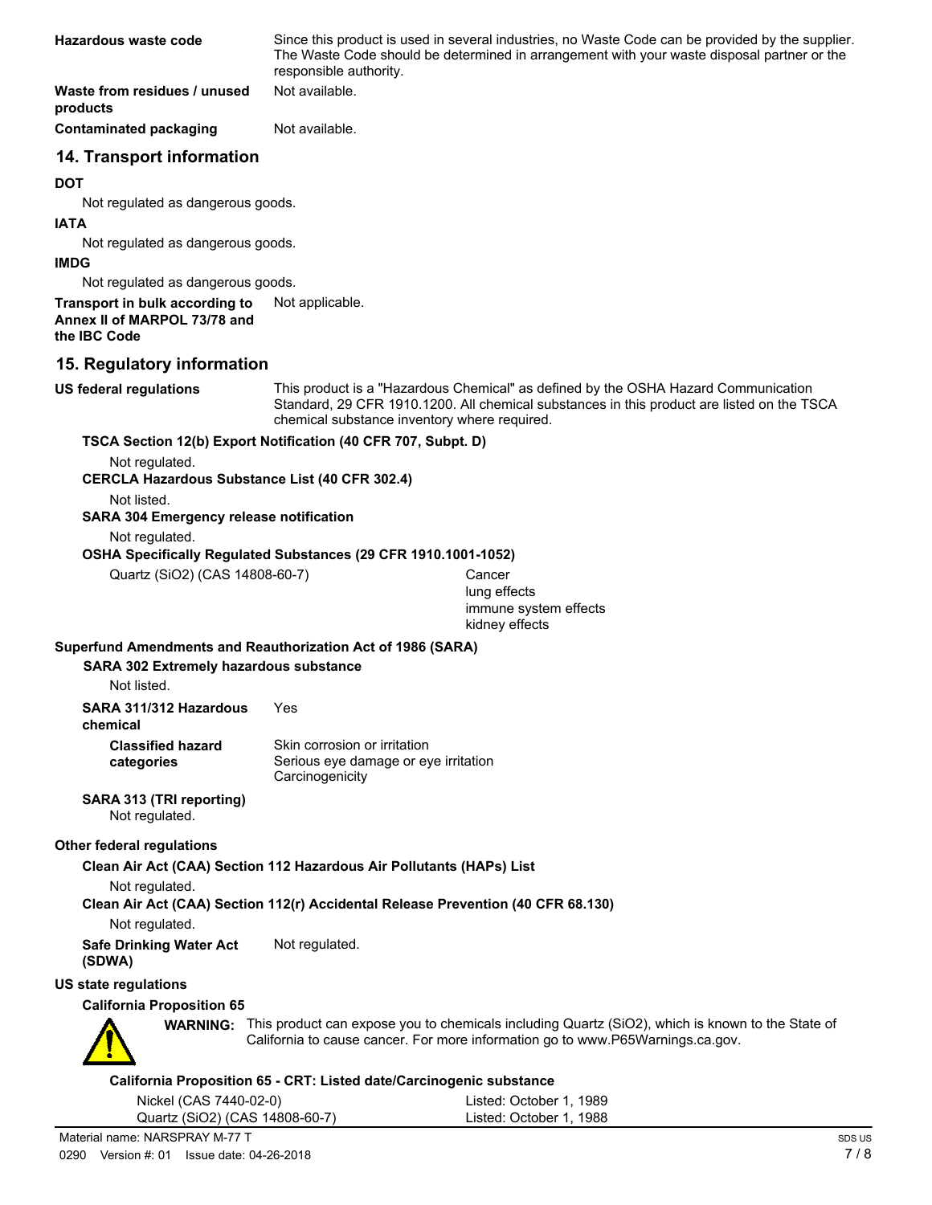**Hazardous waste code** Since this product is used in several industries, no Waste Code can be provided by the supplier. The Waste Code should be determined in arrangement with your waste disposal partner or the responsible authority.

**Waste from residues / unused products** Not available.

**Contaminated packaging** Not available.

## 14. Transport information

**DOT**

Not regulated as dangerous goods.

**IATA**

Not regulated as dangerous goods.

**IMDG**

Not regulated as dangerous goods.

**Transport in bulk according to Annex II of MARPOL 73/78 and the IBC Code** Not applicable.

## 15. Regulatory information

**US federal regulations** This product is a "Hazardous Chemical" as defined by the OSHA Hazard Communication Standard, 29 CFR 1910.1200. All chemical substances in this product are listed on the TSCA chemical substance inventory where required.

**TSCA Section 12(b) Export Notification (40 CFR 707, Subpt. D)**

Not regulated.

**CERCLA Hazardous Substance List (40 CFR 302.4)**

Not listed.

**SARA 304 Emergency release notification**

Not regulated.

**OSHA Specifically Regulated Substances (29 CFR 1910.1001-1052)**

| Substance | Effects |
|---|---|
| Quartz ($SiO_2$) (CAS 14808-60-7) | Cancer<br>lung effects<br>immune system effects<br>kidney effects |

**Superfund Amendments and Reauthorization Act of 1986 (SARA)**

**SARA 302 Extremely hazardous substance**

Not listed.

**SARA 311/312 Hazardous chemical** Yes

**Classified hazard categories** Skin corrosion or irritation
Serious eye damage or eye irritation
Carcinogenicity

**SARA 313 (TRI reporting)**

Not regulated.

**Other federal regulations**

**Clean Air Act (CAA) Section 112 Hazardous Air Pollutants (HAPs) List**

Not regulated.

**Clean Air Act (CAA) Section 112(r) Accidental Release Prevention (40 CFR 68.130)**

Not regulated.

**Safe Drinking Water Act (SDWA)** Not regulated.

**US state regulations**

**California Proposition 65**

**WARNING:** This product can expose you to chemicals including Quartz ($SiO_2$), which is known to the State of California to cause cancer. For more information go to www.P65Warnings.ca.gov.

**California Proposition 65 - CRT: Listed date/Carcinogenic substance**

| Substance | Listed date |
|---|---|
| Nickel (CAS 7440-02-0) | Listed: October 1, 1989 |
| Quartz ($SiO_2$) (CAS 14808-60-7) | Listed: October 1, 1988 |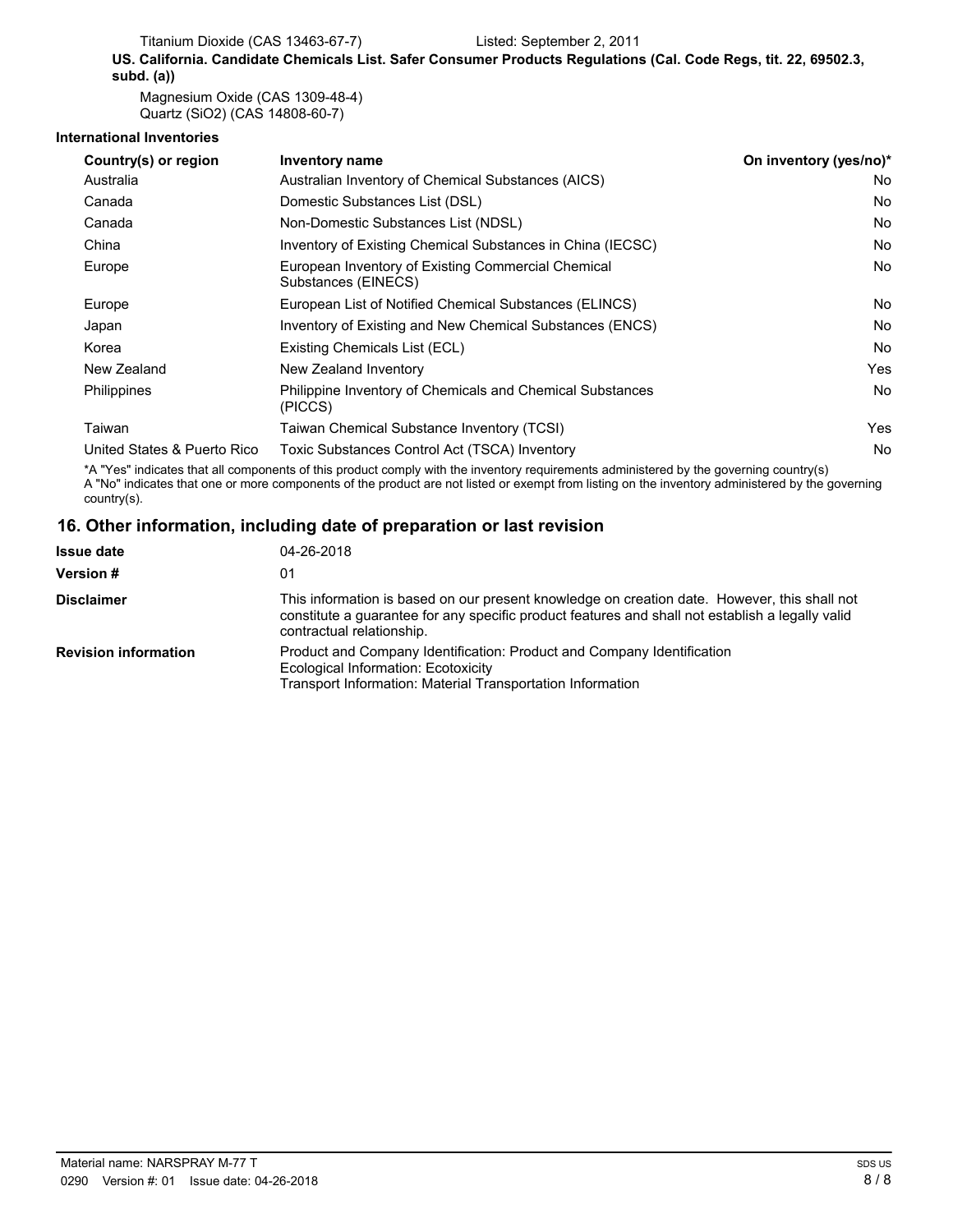Titanium Dioxide (CAS 13463-67-7) Listed: September 2, 2011

**US. California. Candidate Chemicals List. Safer Consumer Products Regulations (Cal. Code Regs, tit. 22, 69502.3, subd. (a))**

Magnesium Oxide (CAS 1309-48-4)
Quartz (SiO2) (CAS 14808-60-7)

**International Inventories**

| Country(s) or region | Inventory name | On inventory (yes/no)* |
| --- | --- | --- |
| Australia | Australian Inventory of Chemical Substances (AICS) | No |
| Canada | Domestic Substances List (DSL) | No |
| Canada | Non-Domestic Substances List (NDSL) | No |
| China | Inventory of Existing Chemical Substances in China (IECSC) | No |
| Europe | European Inventory of Existing Commercial Chemical Substances (EINECS) | No |
| Europe | European List of Notified Chemical Substances (ELINCS) | No |
| Japan | Inventory of Existing and New Chemical Substances (ENCS) | No |
| Korea | Existing Chemicals List (ECL) | No |
| New Zealand | New Zealand Inventory | Yes |
| Philippines | Philippine Inventory of Chemicals and Chemical Substances (PICCS) | No |
| Taiwan | Taiwan Chemical Substance Inventory (TCSI) | Yes |
| United States & Puerto Rico | Toxic Substances Control Act (TSCA) Inventory | No |

*A "Yes" indicates that all components of this product comply with the inventory requirements administered by the governing country(s)
A "No" indicates that one or more components of the product are not listed or exempt from listing on the inventory administered by the governing country(s).

## 16. Other information, including date of preparation or last revision

| | |
| --- | --- |
| **Issue date** | 04-26-2018 |
| **Version #** | 01 |
| **Disclaimer** | This information is based on our present knowledge on creation date. However, this shall not constitute a guarantee for any specific product features and shall not establish a legally valid contractual relationship. |
| **Revision information** | Product and Company Identification: Product and Company Identification<br>Ecological Information: Ecotoxicity<br>Transport Information: Material Transportation Information |